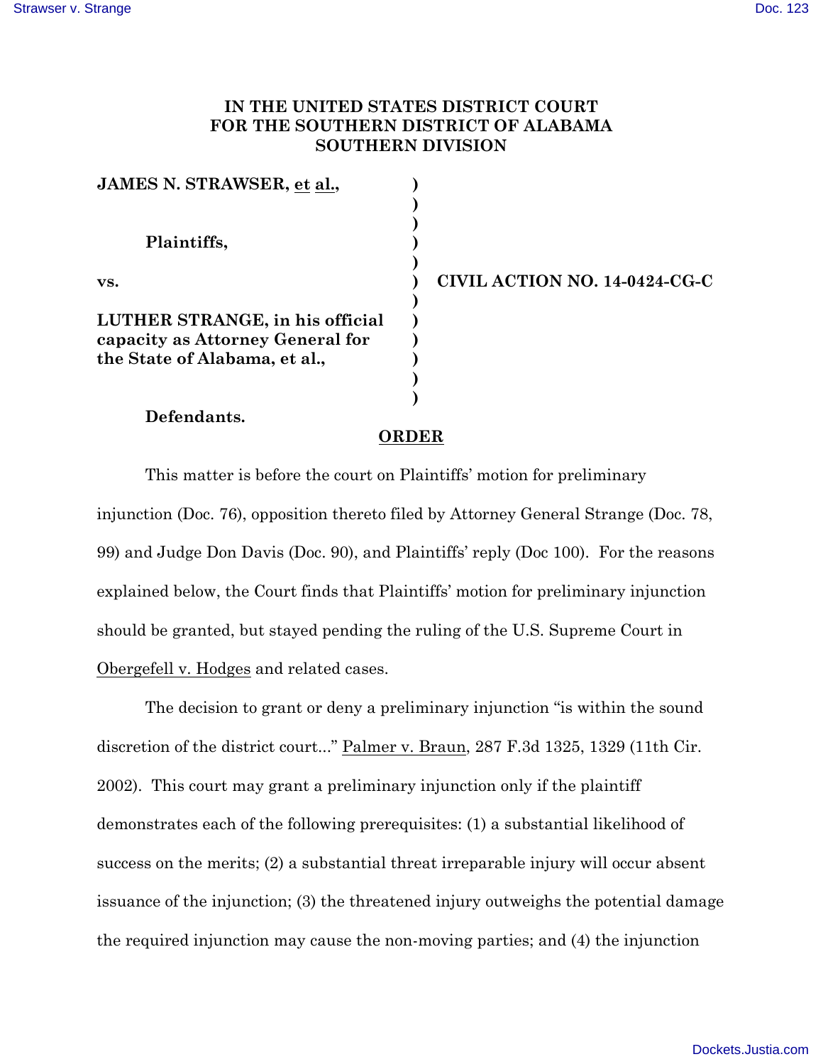**IN THE UNITED STATES DISTRICT COURT FOR THE SOUTHERN DISTRICT OF ALABAMA SOUTHERN DIVISION**

| | | |
|---|---|---|
| **JAMES N. STRAWSER, et al.,** | ) | |
| | ) | |
| **Plaintiffs,** | ) | |
| | ) | |
| **vs.** | ) | **CIVIL ACTION NO. 14-0424-CG-C** |
| | ) | |
| **LUTHER STRANGE, in his official capacity as Attorney General for the State of Alabama, et al.,** | ) | |
| | ) | |
| **Defendants.** | ) | |

**ORDER**

This matter is before the court on Plaintiffs' motion for preliminary injunction (Doc. 76), opposition thereto filed by Attorney General Strange (Doc. 78, 99) and Judge Don Davis (Doc. 90), and Plaintiffs' reply (Doc 100). For the reasons explained below, the Court finds that Plaintiffs' motion for preliminary injunction should be granted, but stayed pending the ruling of the U.S. Supreme Court in Obergefell v. Hodges and related cases.

The decision to grant or deny a preliminary injunction "is within the sound discretion of the district court..." Palmer v. Braun, 287 F.3d 1325, 1329 (11th Cir. 2002). This court may grant a preliminary injunction only if the plaintiff demonstrates each of the following prerequisites: (1) a substantial likelihood of success on the merits; (2) a substantial threat irreparable injury will occur absent issuance of the injunction; (3) the threatened injury outweighs the potential damage the required injunction may cause the non-moving parties; and (4) the injunction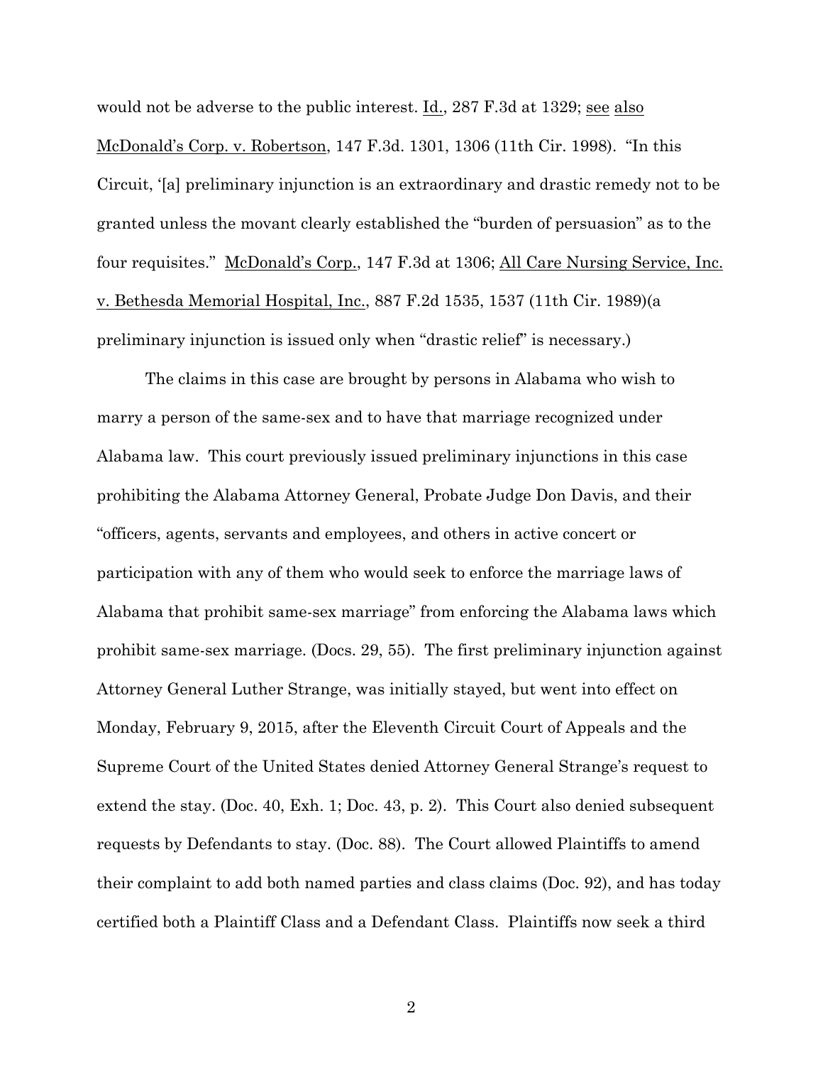would not be adverse to the public interest. Id., 287 F.3d at 1329; see also McDonald's Corp. v. Robertson, 147 F.3d. 1301, 1306 (11th Cir. 1998). "In this Circuit, '[a] preliminary injunction is an extraordinary and drastic remedy not to be granted unless the movant clearly established the "burden of persuasion" as to the four requisites." McDonald's Corp., 147 F.3d at 1306; All Care Nursing Service, Inc. v. Bethesda Memorial Hospital, Inc., 887 F.2d 1535, 1537 (11th Cir. 1989)(a preliminary injunction is issued only when "drastic relief" is necessary.)

The claims in this case are brought by persons in Alabama who wish to marry a person of the same-sex and to have that marriage recognized under Alabama law. This court previously issued preliminary injunctions in this case prohibiting the Alabama Attorney General, Probate Judge Don Davis, and their "officers, agents, servants and employees, and others in active concert or participation with any of them who would seek to enforce the marriage laws of Alabama that prohibit same-sex marriage" from enforcing the Alabama laws which prohibit same-sex marriage. (Docs. 29, 55). The first preliminary injunction against Attorney General Luther Strange, was initially stayed, but went into effect on Monday, February 9, 2015, after the Eleventh Circuit Court of Appeals and the Supreme Court of the United States denied Attorney General Strange's request to extend the stay. (Doc. 40, Exh. 1; Doc. 43, p. 2). This Court also denied subsequent requests by Defendants to stay. (Doc. 88). The Court allowed Plaintiffs to amend their complaint to add both named parties and class claims (Doc. 92), and has today certified both a Plaintiff Class and a Defendant Class. Plaintiffs now seek a third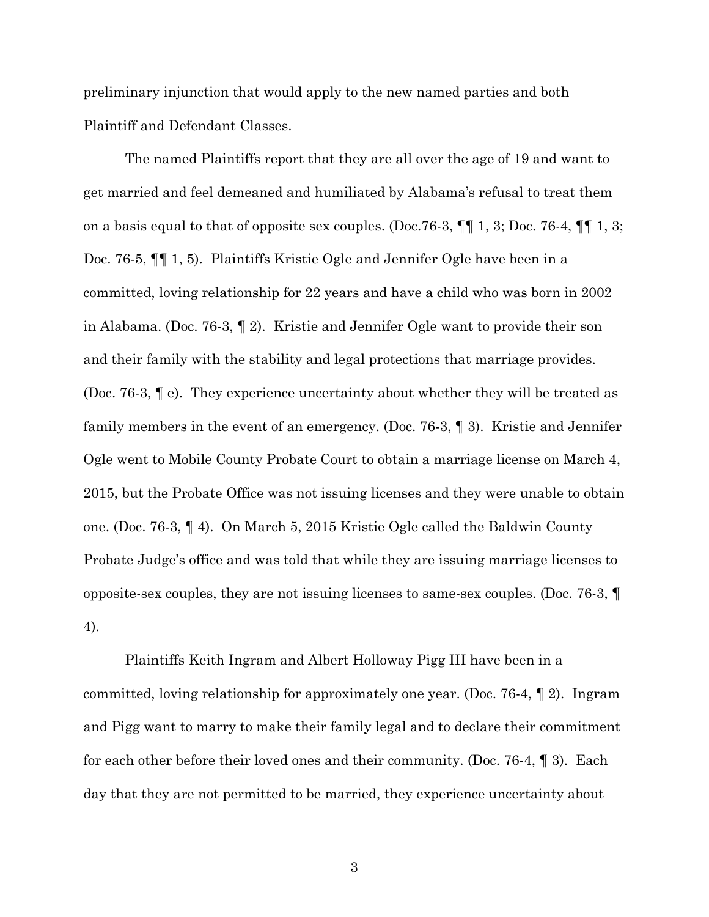preliminary injunction that would apply to the new named parties and both Plaintiff and Defendant Classes.

The named Plaintiffs report that they are all over the age of 19 and want to get married and feel demeaned and humiliated by Alabama's refusal to treat them on a basis equal to that of opposite sex couples. (Doc.76-3, ¶¶ 1, 3; Doc. 76-4, ¶¶ 1, 3; Doc. 76-5, ¶¶ 1, 5). Plaintiffs Kristie Ogle and Jennifer Ogle have been in a committed, loving relationship for 22 years and have a child who was born in 2002 in Alabama. (Doc. 76-3, ¶ 2). Kristie and Jennifer Ogle want to provide their son and their family with the stability and legal protections that marriage provides. (Doc. 76-3, ¶ e). They experience uncertainty about whether they will be treated as family members in the event of an emergency. (Doc. 76-3, ¶ 3). Kristie and Jennifer Ogle went to Mobile County Probate Court to obtain a marriage license on March 4, 2015, but the Probate Office was not issuing licenses and they were unable to obtain one. (Doc. 76-3, ¶ 4). On March 5, 2015 Kristie Ogle called the Baldwin County Probate Judge's office and was told that while they are issuing marriage licenses to opposite-sex couples, they are not issuing licenses to same-sex couples. (Doc. 76-3, ¶ 4).

Plaintiffs Keith Ingram and Albert Holloway Pigg III have been in a committed, loving relationship for approximately one year. (Doc. 76-4, ¶ 2). Ingram and Pigg want to marry to make their family legal and to declare their commitment for each other before their loved ones and their community. (Doc. 76-4, ¶ 3). Each day that they are not permitted to be married, they experience uncertainty about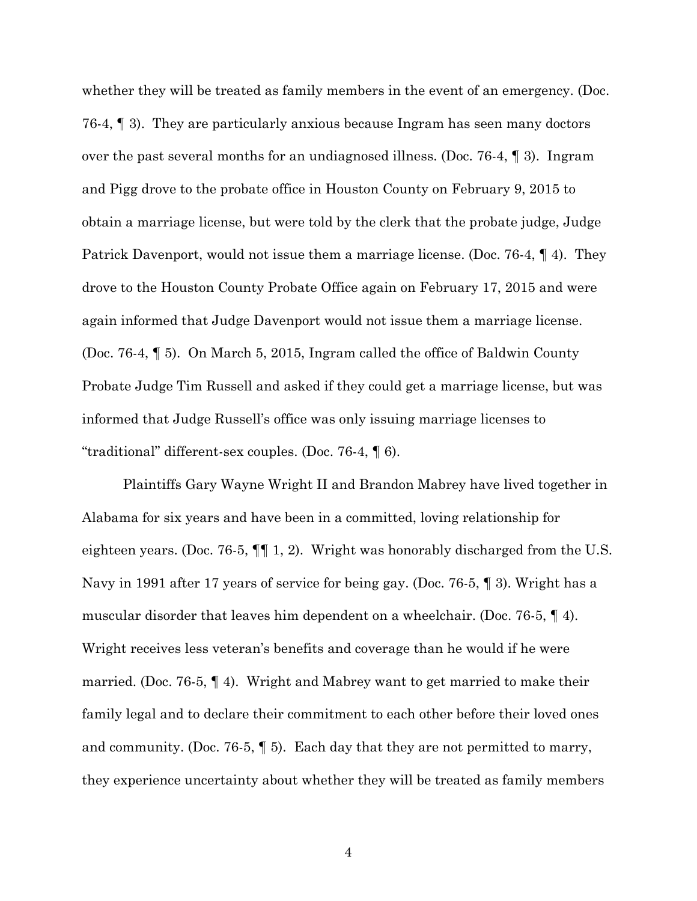whether they will be treated as family members in the event of an emergency. (Doc. 76-4, ¶ 3). They are particularly anxious because Ingram has seen many doctors over the past several months for an undiagnosed illness. (Doc. 76-4, ¶ 3). Ingram and Pigg drove to the probate office in Houston County on February 9, 2015 to obtain a marriage license, but were told by the clerk that the probate judge, Judge Patrick Davenport, would not issue them a marriage license. (Doc. 76-4, ¶ 4). They drove to the Houston County Probate Office again on February 17, 2015 and were again informed that Judge Davenport would not issue them a marriage license. (Doc. 76-4, ¶ 5). On March 5, 2015, Ingram called the office of Baldwin County Probate Judge Tim Russell and asked if they could get a marriage license, but was informed that Judge Russell's office was only issuing marriage licenses to "traditional" different-sex couples. (Doc. 76-4, ¶ 6).

Plaintiffs Gary Wayne Wright II and Brandon Mabrey have lived together in Alabama for six years and have been in a committed, loving relationship for eighteen years. (Doc. 76-5, ¶¶ 1, 2). Wright was honorably discharged from the U.S. Navy in 1991 after 17 years of service for being gay. (Doc. 76-5, ¶ 3). Wright has a muscular disorder that leaves him dependent on a wheelchair. (Doc. 76-5, ¶ 4). Wright receives less veteran's benefits and coverage than he would if he were married. (Doc. 76-5, ¶ 4). Wright and Mabrey want to get married to make their family legal and to declare their commitment to each other before their loved ones and community. (Doc. 76-5, ¶ 5). Each day that they are not permitted to marry, they experience uncertainty about whether they will be treated as family members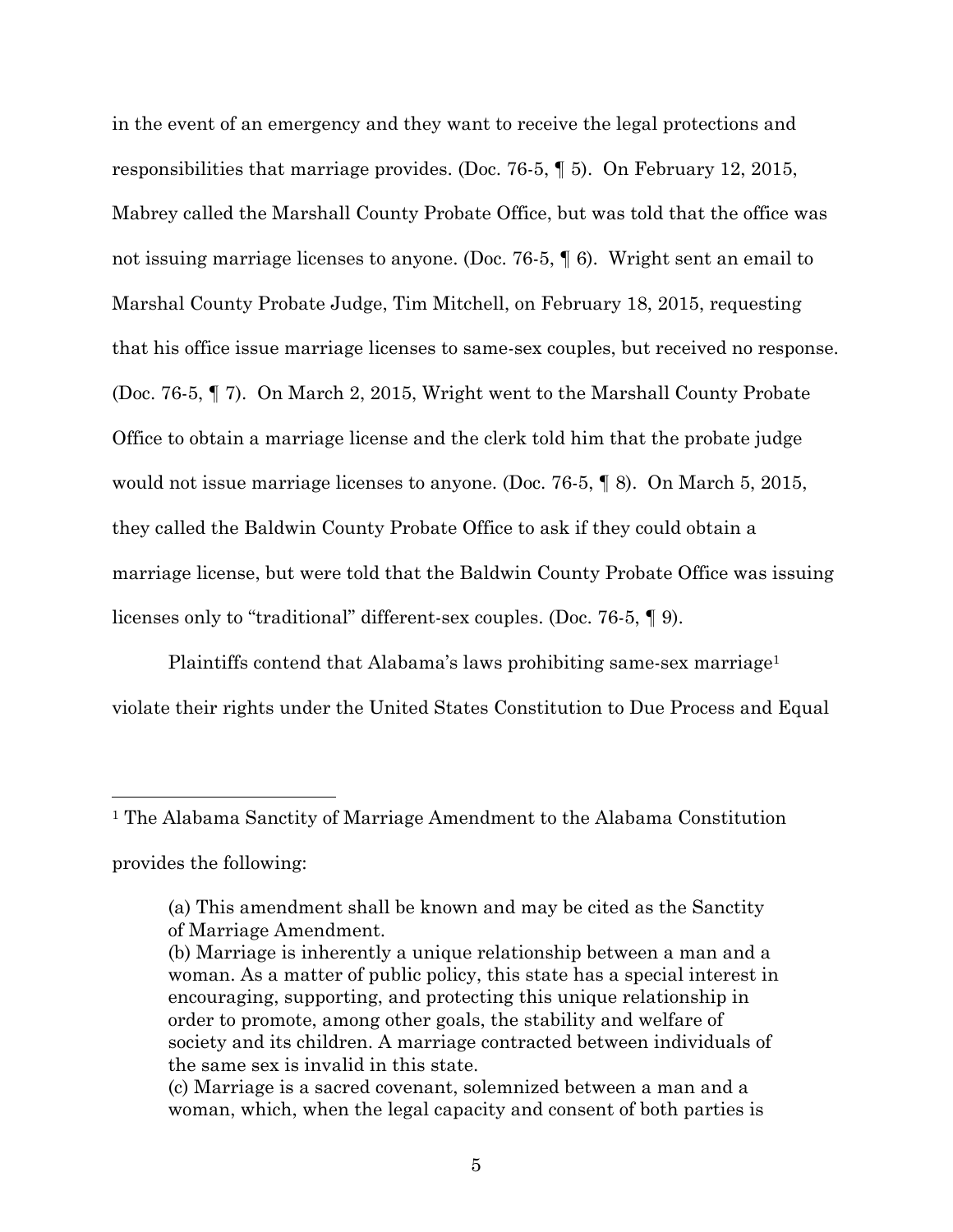in the event of an emergency and they want to receive the legal protections and responsibilities that marriage provides. (Doc. 76-5, ¶ 5). On February 12, 2015, Mabrey called the Marshall County Probate Office, but was told that the office was not issuing marriage licenses to anyone. (Doc. 76-5, ¶ 6). Wright sent an email to Marshal County Probate Judge, Tim Mitchell, on February 18, 2015, requesting that his office issue marriage licenses to same-sex couples, but received no response. (Doc. 76-5, ¶ 7). On March 2, 2015, Wright went to the Marshall County Probate Office to obtain a marriage license and the clerk told him that the probate judge would not issue marriage licenses to anyone. (Doc. 76-5, ¶ 8). On March 5, 2015, they called the Baldwin County Probate Office to ask if they could obtain a marriage license, but were told that the Baldwin County Probate Office was issuing licenses only to "traditional" different-sex couples. (Doc. 76-5, ¶ 9).

Plaintiffs contend that Alabama's laws prohibiting same-sex marriage[1] violate their rights under the United States Constitution to Due Process and Equal

---

[1] The Alabama Sanctity of Marriage Amendment to the Alabama Constitution provides the following:

> (a) This amendment shall be known and may be cited as the Sanctity of Marriage Amendment.
> (b) Marriage is inherently a unique relationship between a man and a woman. As a matter of public policy, this state has a special interest in encouraging, supporting, and protecting this unique relationship in order to promote, among other goals, the stability and welfare of society and its children. A marriage contracted between individuals of the same sex is invalid in this state.
> (c) Marriage is a sacred covenant, solemnized between a man and a woman, which, when the legal capacity and consent of both parties is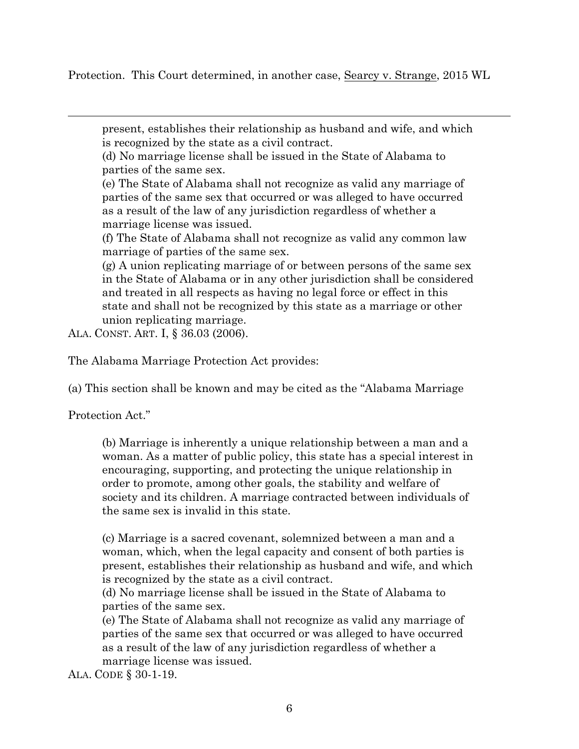Protection. This Court determined, in another case, Searcy v. Strange, 2015 WL

---

> present, establishes their relationship as husband and wife, and which is recognized by the state as a civil contract.
> (d) No marriage license shall be issued in the State of Alabama to parties of the same sex.
> (e) The State of Alabama shall not recognize as valid any marriage of parties of the same sex that occurred or was alleged to have occurred as a result of the law of any jurisdiction regardless of whether a marriage license was issued.
> (f) The State of Alabama shall not recognize as valid any common law marriage of parties of the same sex.
> (g) A union replicating marriage of or between persons of the same sex in the State of Alabama or in any other jurisdiction shall be considered and treated in all respects as having no legal force or effect in this state and shall not be recognized by this state as a marriage or other union replicating marriage.

ALA. CONST. ART. I, § 36.03 (2006).

The Alabama Marriage Protection Act provides:

(a) This section shall be known and may be cited as the "Alabama Marriage Protection Act."

> (b) Marriage is inherently a unique relationship between a man and a woman. As a matter of public policy, this state has a special interest in encouraging, supporting, and protecting the unique relationship in order to promote, among other goals, the stability and welfare of society and its children. A marriage contracted between individuals of the same sex is invalid in this state.
>
> (c) Marriage is a sacred covenant, solemnized between a man and a woman, which, when the legal capacity and consent of both parties is present, establishes their relationship as husband and wife, and which is recognized by the state as a civil contract.
> (d) No marriage license shall be issued in the State of Alabama to parties of the same sex.
> (e) The State of Alabama shall not recognize as valid any marriage of parties of the same sex that occurred or was alleged to have occurred as a result of the law of any jurisdiction regardless of whether a marriage license was issued.

ALA. CODE § 30-1-19.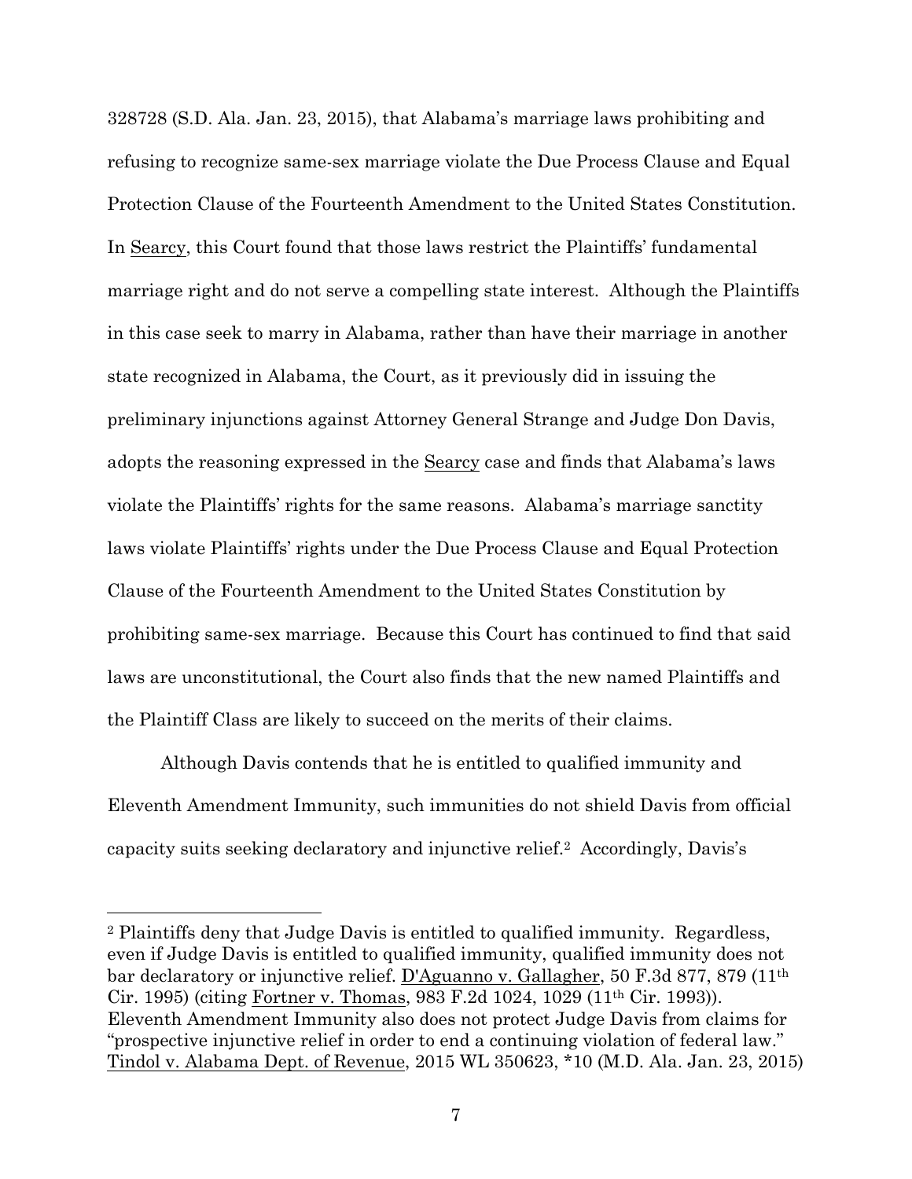328728 (S.D. Ala. Jan. 23, 2015), that Alabama's marriage laws prohibiting and refusing to recognize same-sex marriage violate the Due Process Clause and Equal Protection Clause of the Fourteenth Amendment to the United States Constitution. In Searcy, this Court found that those laws restrict the Plaintiffs' fundamental marriage right and do not serve a compelling state interest. Although the Plaintiffs in this case seek to marry in Alabama, rather than have their marriage in another state recognized in Alabama, the Court, as it previously did in issuing the preliminary injunctions against Attorney General Strange and Judge Don Davis, adopts the reasoning expressed in the Searcy case and finds that Alabama's laws violate the Plaintiffs' rights for the same reasons. Alabama's marriage sanctity laws violate Plaintiffs' rights under the Due Process Clause and Equal Protection Clause of the Fourteenth Amendment to the United States Constitution by prohibiting same-sex marriage. Because this Court has continued to find that said laws are unconstitutional, the Court also finds that the new named Plaintiffs and the Plaintiff Class are likely to succeed on the merits of their claims.

Although Davis contends that he is entitled to qualified immunity and Eleventh Amendment Immunity, such immunities do not shield Davis from official capacity suits seeking declaratory and injunctive relief.[2] Accordingly, Davis's

---

[2] Plaintiffs deny that Judge Davis is entitled to qualified immunity. Regardless, even if Judge Davis is entitled to qualified immunity, qualified immunity does not bar declaratory or injunctive relief. D'Aguanno v. Gallagher, 50 F.3d 877, 879 (11th Cir. 1995) (citing Fortner v. Thomas, 983 F.2d 1024, 1029 (11th Cir. 1993)). Eleventh Amendment Immunity also does not protect Judge Davis from claims for "prospective injunctive relief in order to end a continuing violation of federal law." Tindol v. Alabama Dept. of Revenue, 2015 WL 350623, *10 (M.D. Ala. Jan. 23, 2015)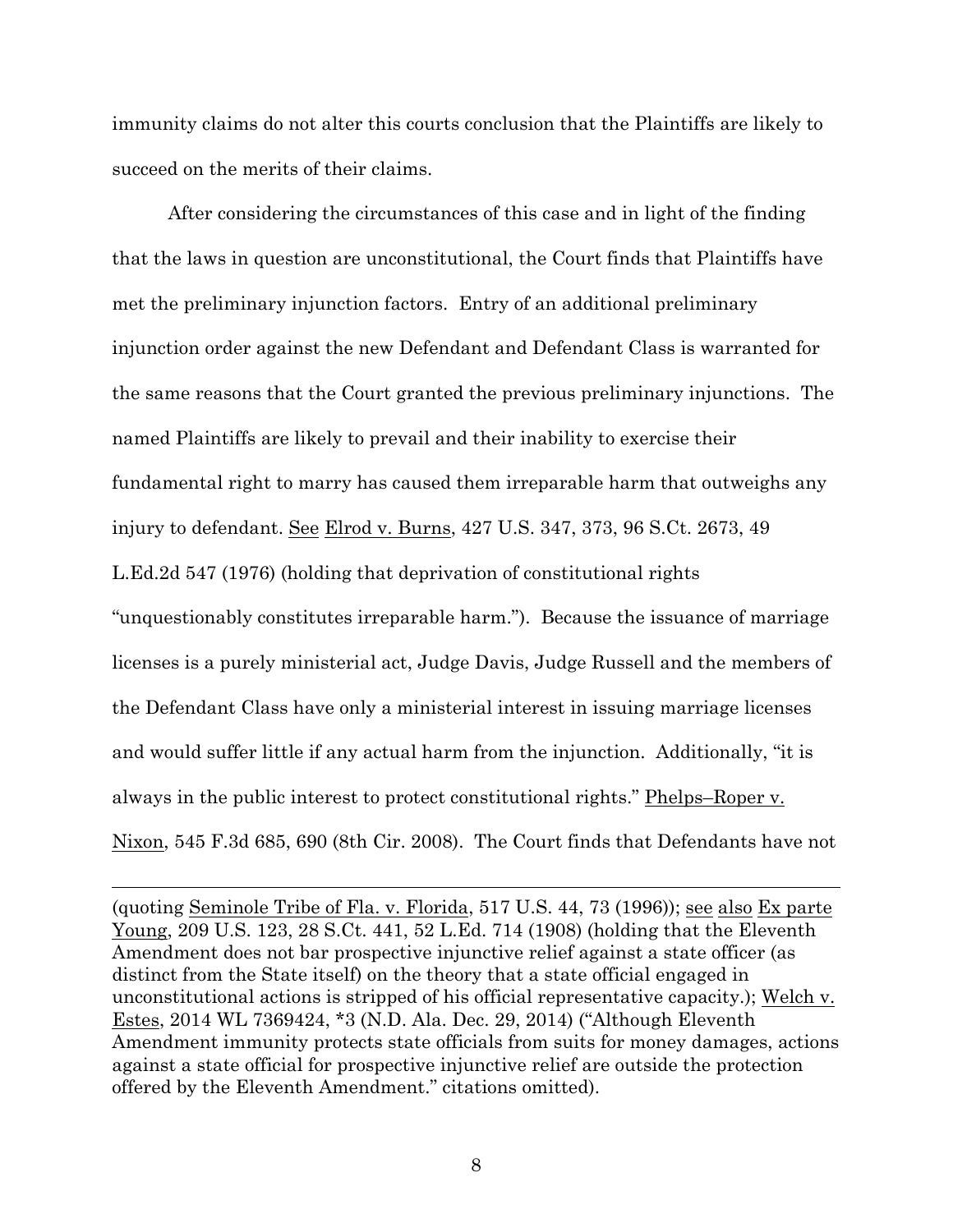immunity claims do not alter this courts conclusion that the Plaintiffs are likely to succeed on the merits of their claims.

After considering the circumstances of this case and in light of the finding that the laws in question are unconstitutional, the Court finds that Plaintiffs have met the preliminary injunction factors. Entry of an additional preliminary injunction order against the new Defendant and Defendant Class is warranted for the same reasons that the Court granted the previous preliminary injunctions. The named Plaintiffs are likely to prevail and their inability to exercise their fundamental right to marry has caused them irreparable harm that outweighs any injury to defendant. See Elrod v. Burns, 427 U.S. 347, 373, 96 S.Ct. 2673, 49 L.Ed.2d 547 (1976) (holding that deprivation of constitutional rights "unquestionably constitutes irreparable harm."). Because the issuance of marriage licenses is a purely ministerial act, Judge Davis, Judge Russell and the members of the Defendant Class have only a ministerial interest in issuing marriage licenses and would suffer little if any actual harm from the injunction. Additionally, "it is always in the public interest to protect constitutional rights." Phelps–Roper v. Nixon, 545 F.3d 685, 690 (8th Cir. 2008). The Court finds that Defendants have not

---

(quoting Seminole Tribe of Fla. v. Florida, 517 U.S. 44, 73 (1996)); see also Ex parte Young, 209 U.S. 123, 28 S.Ct. 441, 52 L.Ed. 714 (1908) (holding that the Eleventh Amendment does not bar prospective injunctive relief against a state officer (as distinct from the State itself) on the theory that a state official engaged in unconstitutional actions is stripped of his official representative capacity.); Welch v. Estes, 2014 WL 7369424, *3 (N.D. Ala. Dec. 29, 2014) ("Although Eleventh Amendment immunity protects state officials from suits for money damages, actions against a state official for prospective injunctive relief are outside the protection offered by the Eleventh Amendment." citations omitted).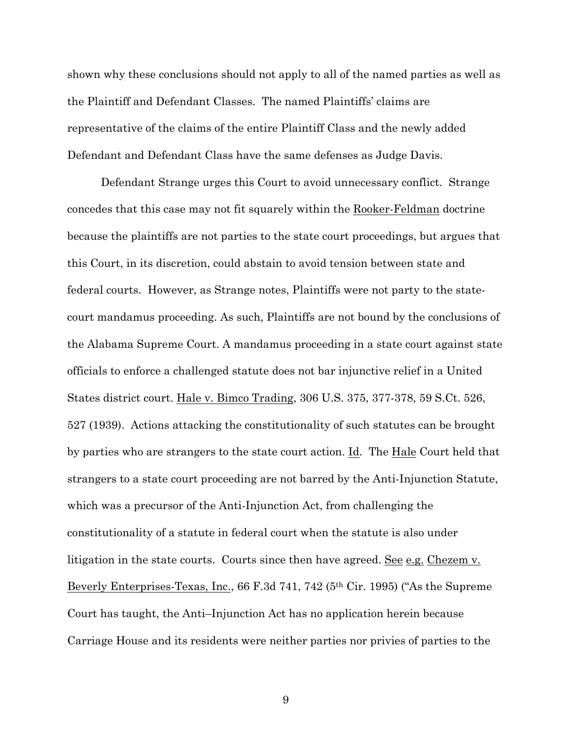shown why these conclusions should not apply to all of the named parties as well as the Plaintiff and Defendant Classes. The named Plaintiffs' claims are representative of the claims of the entire Plaintiff Class and the newly added Defendant and Defendant Class have the same defenses as Judge Davis.

Defendant Strange urges this Court to avoid unnecessary conflict. Strange concedes that this case may not fit squarely within the Rooker-Feldman doctrine because the plaintiffs are not parties to the state court proceedings, but argues that this Court, in its discretion, could abstain to avoid tension between state and federal courts. However, as Strange notes, Plaintiffs were not party to the state-court mandamus proceeding. As such, Plaintiffs are not bound by the conclusions of the Alabama Supreme Court. A mandamus proceeding in a state court against state officials to enforce a challenged statute does not bar injunctive relief in a United States district court. Hale v. Bimco Trading, 306 U.S. 375, 377-378, 59 S.Ct. 526, 527 (1939). Actions attacking the constitutionality of such statutes can be brought by parties who are strangers to the state court action. Id. The Hale Court held that strangers to a state court proceeding are not barred by the Anti-Injunction Statute, which was a precursor of the Anti-Injunction Act, from challenging the constitutionality of a statute in federal court when the statute is also under litigation in the state courts. Courts since then have agreed. See e.g. Chezem v. Beverly Enterprises-Texas, Inc., 66 F.3d 741, 742 (5th Cir. 1995) ("As the Supreme Court has taught, the Anti–Injunction Act has no application herein because Carriage House and its residents were neither parties nor privies of parties to the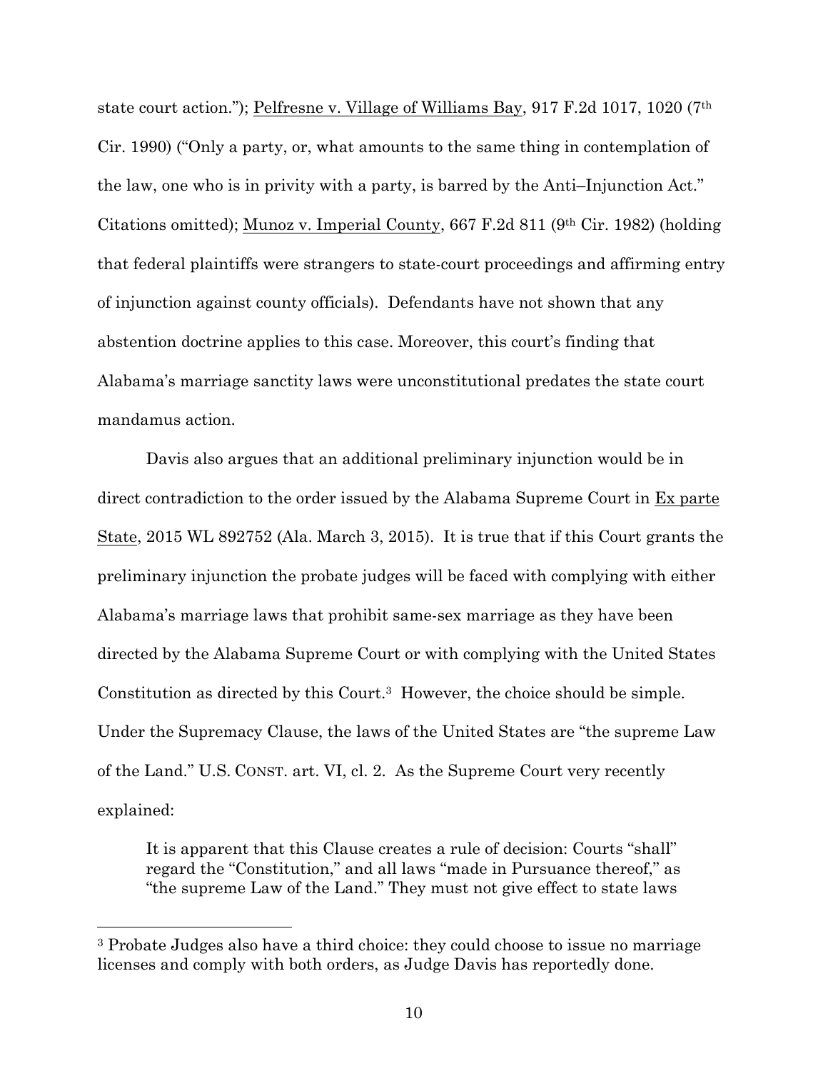state court action."); Pelfresne v. Village of Williams Bay, 917 F.2d 1017, 1020 (7th Cir. 1990) ("Only a party, or, what amounts to the same thing in contemplation of the law, one who is in privity with a party, is barred by the Anti–Injunction Act." Citations omitted); Munoz v. Imperial County, 667 F.2d 811 (9th Cir. 1982) (holding that federal plaintiffs were strangers to state-court proceedings and affirming entry of injunction against county officials). Defendants have not shown that any abstention doctrine applies to this case. Moreover, this court's finding that Alabama's marriage sanctity laws were unconstitutional predates the state court mandamus action.

Davis also argues that an additional preliminary injunction would be in direct contradiction to the order issued by the Alabama Supreme Court in Ex parte State, 2015 WL 892752 (Ala. March 3, 2015). It is true that if this Court grants the preliminary injunction the probate judges will be faced with complying with either Alabama's marriage laws that prohibit same-sex marriage as they have been directed by the Alabama Supreme Court or with complying with the United States Constitution as directed by this Court.[3] However, the choice should be simple. Under the Supremacy Clause, the laws of the United States are "the supreme Law of the Land." U.S. CONST. art. VI, cl. 2. As the Supreme Court very recently explained:

> It is apparent that this Clause creates a rule of decision: Courts "shall" regard the "Constitution," and all laws "made in Pursuance thereof," as "the supreme Law of the Land." They must not give effect to state laws

[3] Probate Judges also have a third choice: they could choose to issue no marriage licenses and comply with both orders, as Judge Davis has reportedly done.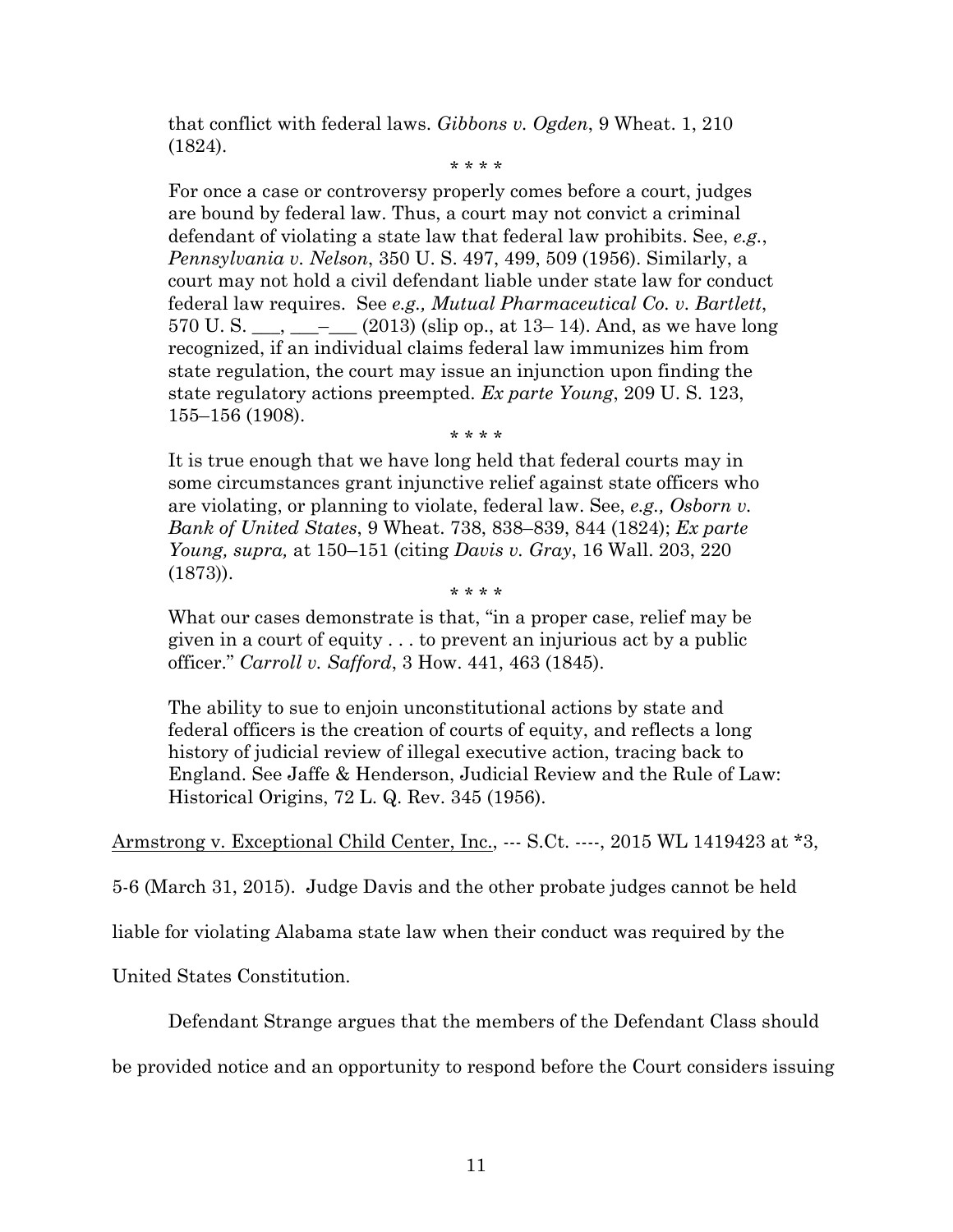> that conflict with federal laws. *Gibbons v. Ogden*, 9 Wheat. 1, 210 (1824).
>
> \* \* \* \*
>
> For once a case or controversy properly comes before a court, judges are bound by federal law. Thus, a court may not convict a criminal defendant of violating a state law that federal law prohibits. See, *e.g.*, *Pennsylvania v. Nelson*, 350 U. S. 497, 499, 509 (1956). Similarly, a court may not hold a civil defendant liable under state law for conduct federal law requires. See *e.g., Mutual Pharmaceutical Co. v. Bartlett*, 570 U. S. \_\_\_, \_\_\_–\_\_\_ (2013) (slip op., at 13– 14). And, as we have long recognized, if an individual claims federal law immunizes him from state regulation, the court may issue an injunction upon finding the state regulatory actions preempted. *Ex parte Young*, 209 U. S. 123, 155–156 (1908).
>
> \* \* \* \*
>
> It is true enough that we have long held that federal courts may in some circumstances grant injunctive relief against state officers who are violating, or planning to violate, federal law. See, *e.g., Osborn v. Bank of United States*, 9 Wheat. 738, 838–839, 844 (1824); *Ex parte Young, supra,* at 150–151 (citing *Davis v. Gray*, 16 Wall. 203, 220 (1873)).
>
> \* \* \* \*
>
> What our cases demonstrate is that, "in a proper case, relief may be given in a court of equity . . . to prevent an injurious act by a public officer." *Carroll v. Safford*, 3 How. 441, 463 (1845).
>
> The ability to sue to enjoin unconstitutional actions by state and federal officers is the creation of courts of equity, and reflects a long history of judicial review of illegal executive action, tracing back to England. See Jaffe & Henderson, Judicial Review and the Rule of Law: Historical Origins, 72 L. Q. Rev. 345 (1956).

Armstrong v. Exceptional Child Center, Inc., --- S.Ct. ----, 2015 WL 1419423 at \*3, 5-6 (March 31, 2015). Judge Davis and the other probate judges cannot be held liable for violating Alabama state law when their conduct was required by the United States Constitution.

Defendant Strange argues that the members of the Defendant Class should be provided notice and an opportunity to respond before the Court considers issuing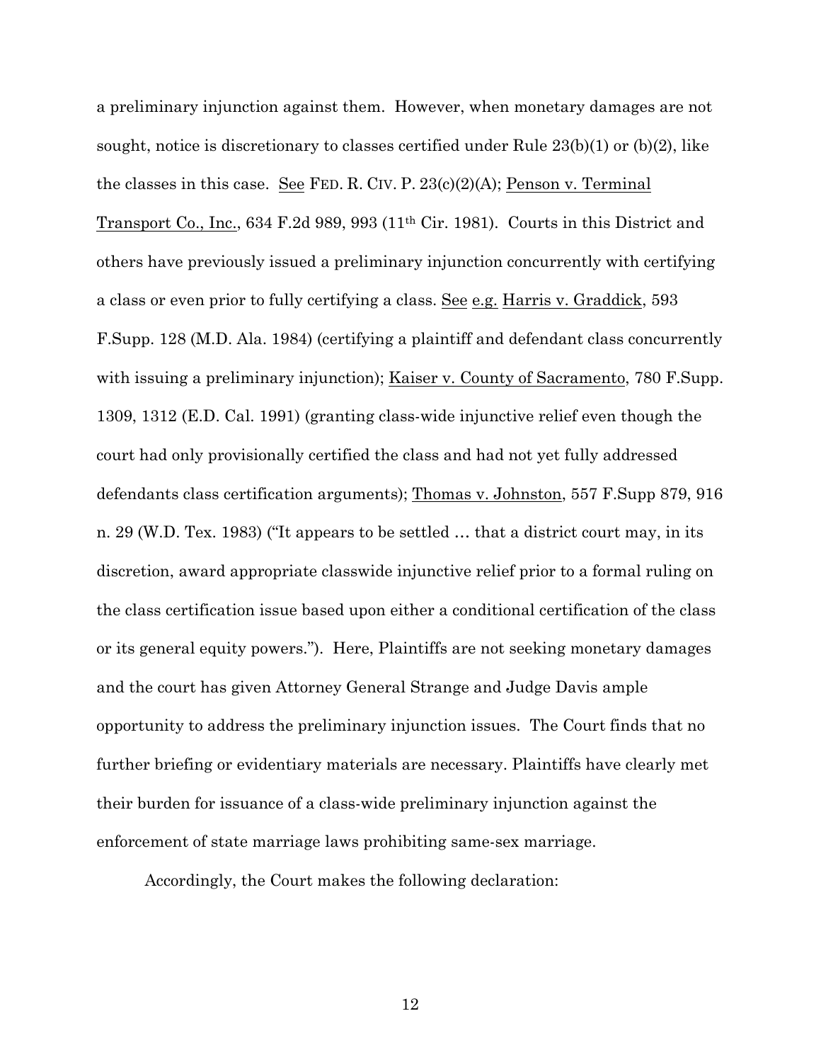a preliminary injunction against them. However, when monetary damages are not sought, notice is discretionary to classes certified under Rule 23(b)(1) or (b)(2), like the classes in this case. See FED. R. CIV. P. 23(c)(2)(A); Penson v. Terminal Transport Co., Inc., 634 F.2d 989, 993 (11th Cir. 1981). Courts in this District and others have previously issued a preliminary injunction concurrently with certifying a class or even prior to fully certifying a class. See e.g. Harris v. Graddick, 593 F.Supp. 128 (M.D. Ala. 1984) (certifying a plaintiff and defendant class concurrently with issuing a preliminary injunction); Kaiser v. County of Sacramento, 780 F.Supp. 1309, 1312 (E.D. Cal. 1991) (granting class-wide injunctive relief even though the court had only provisionally certified the class and had not yet fully addressed defendants class certification arguments); Thomas v. Johnston, 557 F.Supp 879, 916 n. 29 (W.D. Tex. 1983) ("It appears to be settled … that a district court may, in its discretion, award appropriate classwide injunctive relief prior to a formal ruling on the class certification issue based upon either a conditional certification of the class or its general equity powers."). Here, Plaintiffs are not seeking monetary damages and the court has given Attorney General Strange and Judge Davis ample opportunity to address the preliminary injunction issues. The Court finds that no further briefing or evidentiary materials are necessary. Plaintiffs have clearly met their burden for issuance of a class-wide preliminary injunction against the enforcement of state marriage laws prohibiting same-sex marriage.

Accordingly, the Court makes the following declaration: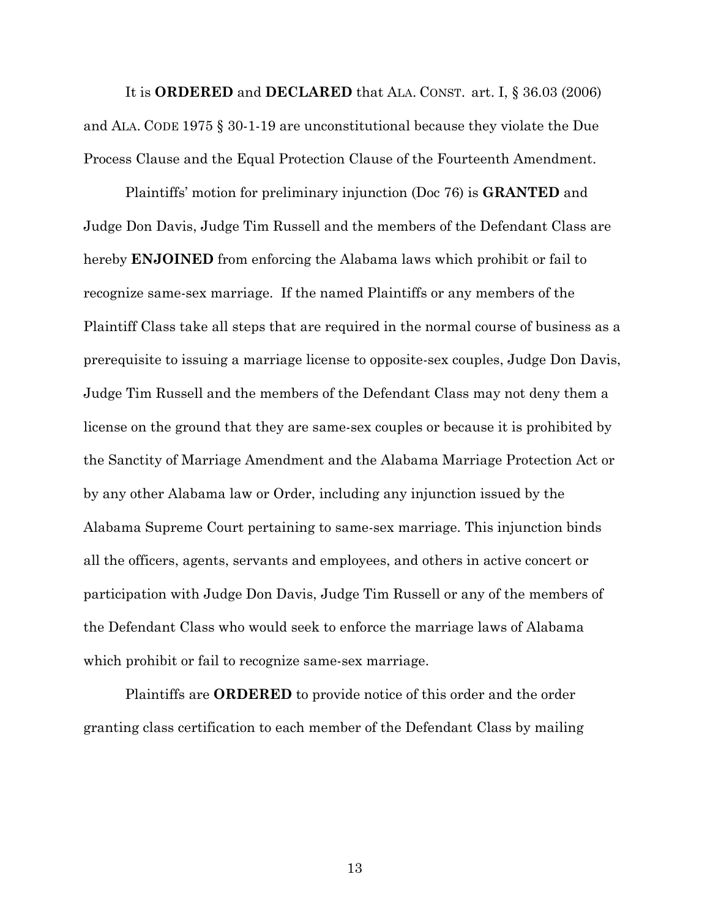It is **ORDERED** and **DECLARED** that ALA. CONST. art. I, § 36.03 (2006) and ALA. CODE 1975 § 30-1-19 are unconstitutional because they violate the Due Process Clause and the Equal Protection Clause of the Fourteenth Amendment.

Plaintiffs' motion for preliminary injunction (Doc 76) is **GRANTED** and Judge Don Davis, Judge Tim Russell and the members of the Defendant Class are hereby **ENJOINED** from enforcing the Alabama laws which prohibit or fail to recognize same-sex marriage. If the named Plaintiffs or any members of the Plaintiff Class take all steps that are required in the normal course of business as a prerequisite to issuing a marriage license to opposite-sex couples, Judge Don Davis, Judge Tim Russell and the members of the Defendant Class may not deny them a license on the ground that they are same-sex couples or because it is prohibited by the Sanctity of Marriage Amendment and the Alabama Marriage Protection Act or by any other Alabama law or Order, including any injunction issued by the Alabama Supreme Court pertaining to same-sex marriage. This injunction binds all the officers, agents, servants and employees, and others in active concert or participation with Judge Don Davis, Judge Tim Russell or any of the members of the Defendant Class who would seek to enforce the marriage laws of Alabama which prohibit or fail to recognize same-sex marriage.

Plaintiffs are **ORDERED** to provide notice of this order and the order granting class certification to each member of the Defendant Class by mailing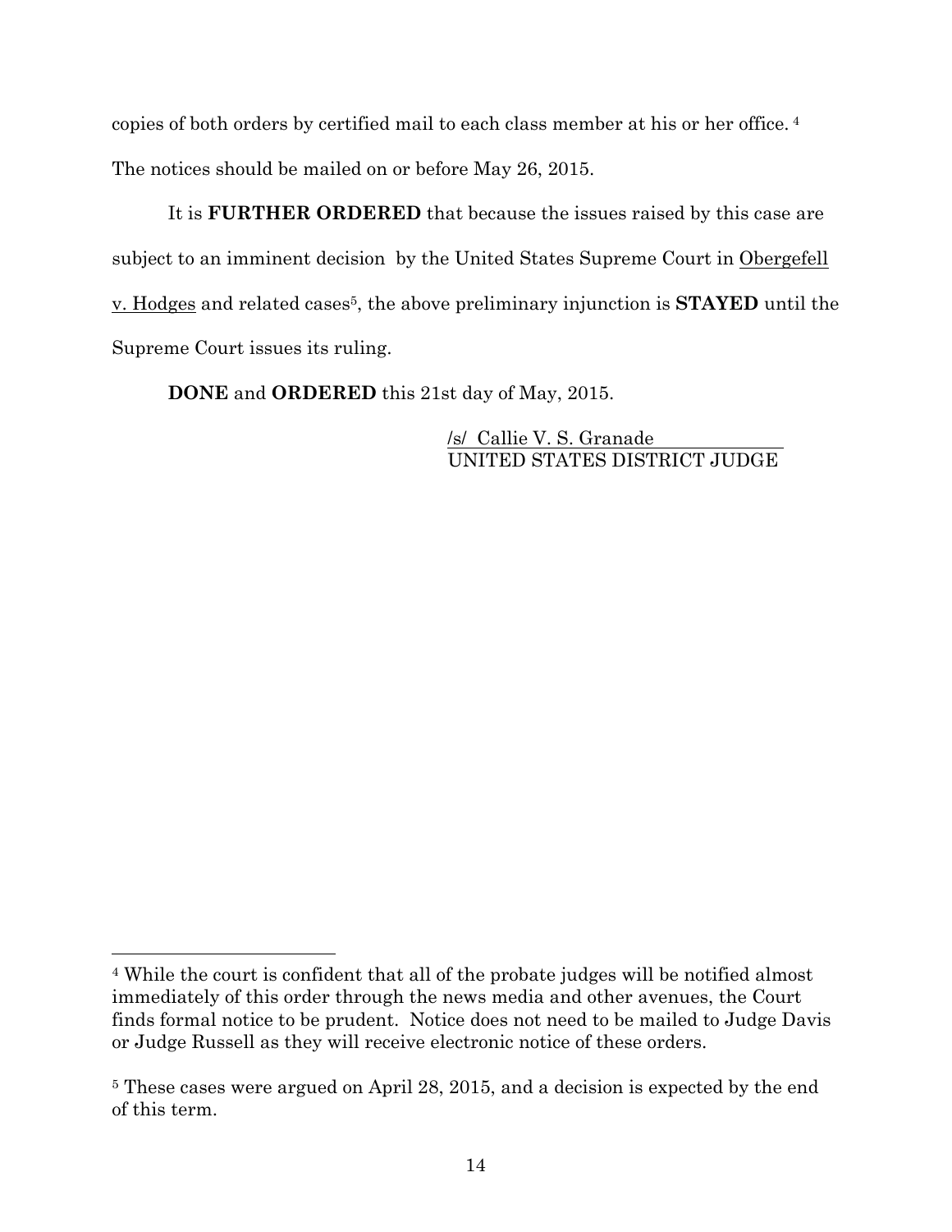copies of both orders by certified mail to each class member at his or her office.[4] The notices should be mailed on or before May 26, 2015.

It is **FURTHER ORDERED** that because the issues raised by this case are subject to an imminent decision by the United States Supreme Court in Obergefell v. Hodges and related cases[5], the above preliminary injunction is **STAYED** until the Supreme Court issues its ruling.

**DONE** and **ORDERED** this 21st day of May, 2015.

/s/ Callie V. S. Granade
UNITED STATES DISTRICT JUDGE

---

[4] While the court is confident that all of the probate judges will be notified almost immediately of this order through the news media and other avenues, the Court finds formal notice to be prudent. Notice does not need to be mailed to Judge Davis or Judge Russell as they will receive electronic notice of these orders.

[5] These cases were argued on April 28, 2015, and a decision is expected by the end of this term.